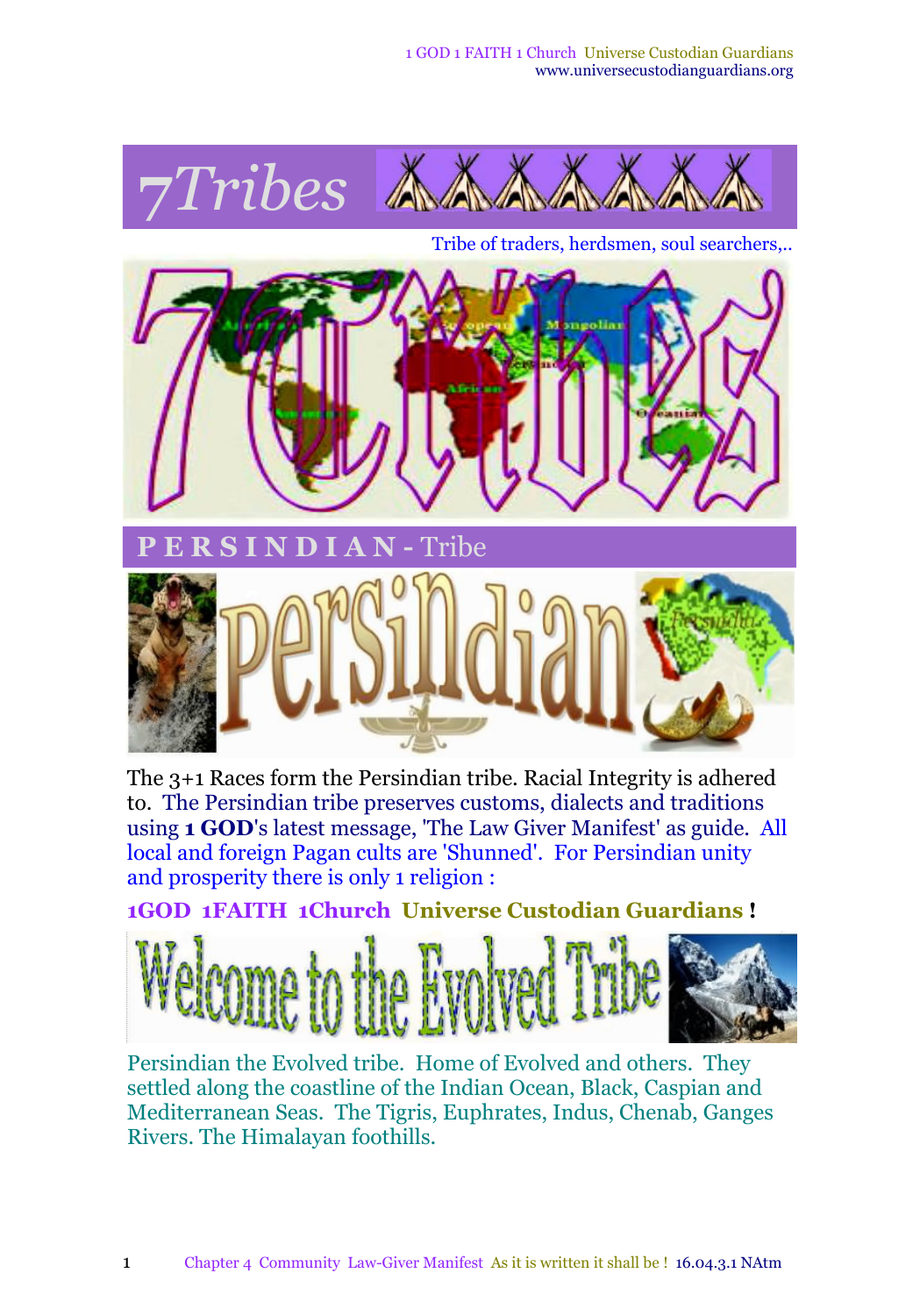# 7Tribes

Tribe of traders, herdsmen, soul searchers,..

## PERSINDIAN - Tribe

The 3+1 Races form the Persindian tribe. Racial Integrity is adhered to. The Persindian tribe preserves customs, dialects and traditions using **1 GOD**'s latest message, 'The Law Giver Manifest' as guide. All local and foreign Pagan cults are 'Shunned'. For Persindian unity and prosperity there is only 1 religion :

**1GOD 1FAITH 1Church Universe Custodian Guardians !**

Persindian the Evolved tribe. Home of Evolved and others. They settled along the coastline of the Indian Ocean, Black, Caspian and Mediterranean Seas. The Tigris, Euphrates, Indus, Chenab, Ganges Rivers. The Himalayan foothills.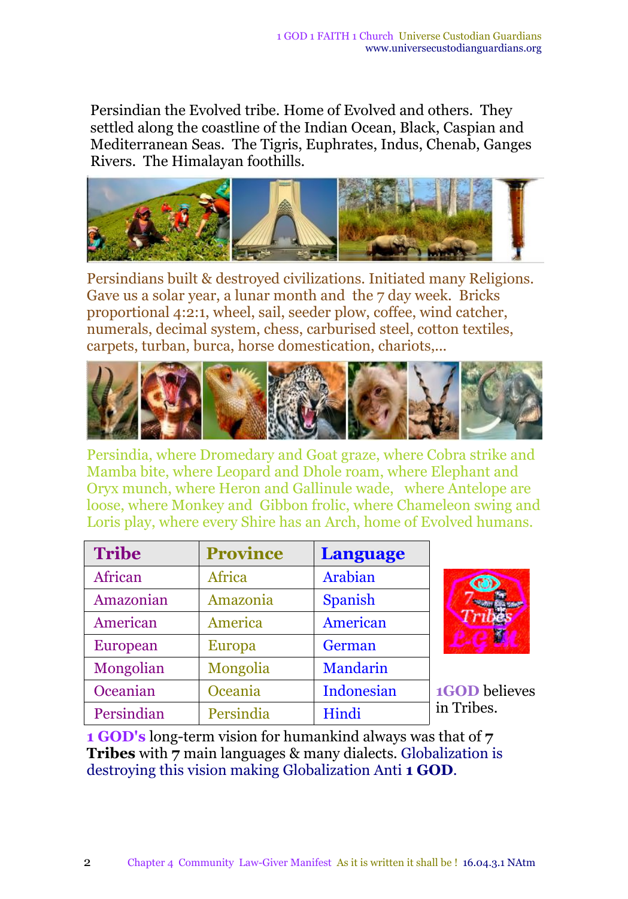Persindian the Evolved tribe. Home of Evolved and others. They settled along the coastline of the Indian Ocean, Black, Caspian and Mediterranean Seas. The Tigris, Euphrates, Indus, Chenab, Ganges Rivers. The Himalayan foothills.

Persindians built & destroyed civilizations. Initiated many Religions. Gave us a solar year, a lunar month and the 7 day week. Bricks proportional 4:2:1, wheel, sail, seeder plow, coffee, wind catcher, numerals, decimal system, chess, carburised steel, cotton textiles, carpets, turban, burca, horse domestication, chariots,...

Persindia, where Dromedary and Goat graze, where Cobra strike and Mamba bite, where Leopard and Dhole roam, where Elephant and Oryx munch, where Heron and Gallinule wade, where Antelope are loose, where Monkey and Gibbon frolic, where Chameleon swing and Loris play, where every Shire has an Arch, home of Evolved humans.

| Tribe | Province | Language |
|---|---|---|
| African | Africa | Arabian |
| Amazonian | Amazonia | Spanish |
| American | America | American |
| European | Europa | German |
| Mongolian | Mongolia | Mandarin |
| Oceanian | Oceania | Indonesian |
| Persindian | Persindia | Hindi |

**1GOD** believes in Tribes.

**1 GOD's** long-term vision for humankind always was that of **7 Tribes** with **7** main languages & many dialects. Globalization is destroying this vision making Globalization Anti **1 GOD**.